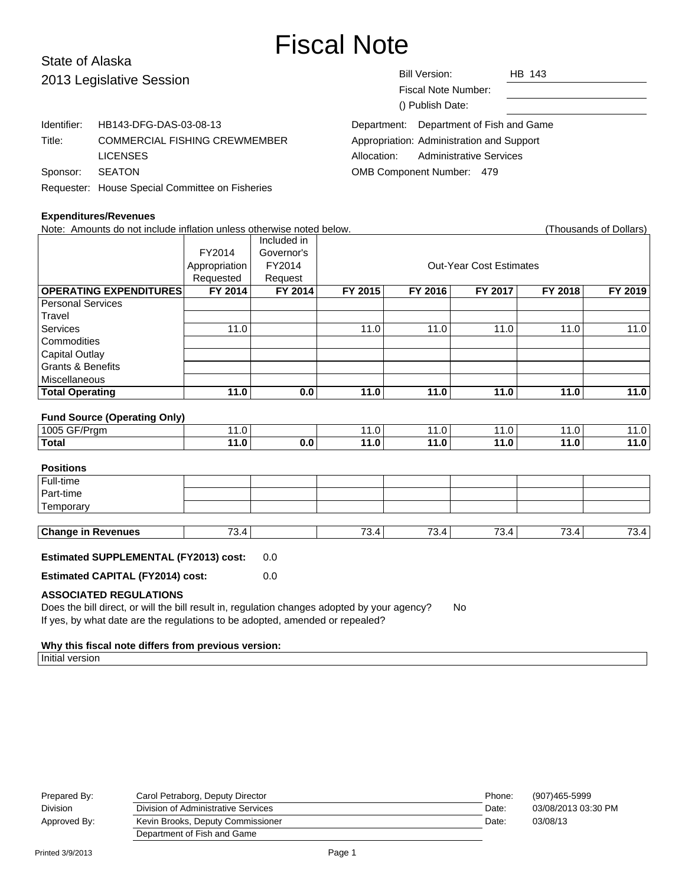# Fiscal Note

State of Alaska
2013 Legislative Session

Bill Version: HB 143
Fiscal Note Number:
() Publish Date:

Identifier: HB143-DFG-DAS-03-08-13
Title: COMMERCIAL FISHING CREWMEMBER LICENSES
Sponsor: SEATON
Requester: House Special Committee on Fisheries

Department: Department of Fish and Game
Appropriation: Administration and Support
Allocation: Administrative Services
OMB Component Number: 479

### Expenditures/Revenues

Note: Amounts do not include inflation unless otherwise noted below. (Thousands of Dollars)

| | FY2014 Appropriation Requested | Included in Governor's FY2014 Request | Out-Year Cost Estimates | | | | |
|---|---|---|---|---|---|---|---|
| **OPERATING EXPENDITURES** | **FY 2014** | **FY 2014** | **FY 2015** | **FY 2016** | **FY 2017** | **FY 2018** | **FY 2019** |
| Personal Services | | | | | | | |
| Travel | | | | | | | |
| Services | 11.0 | | 11.0 | 11.0 | 11.0 | 11.0 | 11.0 |
| Commodities | | | | | | | |
| Capital Outlay | | | | | | | |
| Grants & Benefits | | | | | | | |
| Miscellaneous | | | | | | | |
| **Total Operating** | **11.0** | **0.0** | **11.0** | **11.0** | **11.0** | **11.0** | **11.0** |

**Fund Source (Operating Only)**

| | | | | | | | |
|---|---|---|---|---|---|---|---|
| 1005 GF/Prgm | 11.0 | | 11.0 | 11.0 | 11.0 | 11.0 | 11.0 |
| **Total** | **11.0** | **0.0** | **11.0** | **11.0** | **11.0** | **11.0** | **11.0** |

**Positions**

| | | | | | | | |
|---|---|---|---|---|---|---|---|
| Full-time | | | | | | | |
| Part-time | | | | | | | |
| Temporary | | | | | | | |

| | | | | | | | |
|---|---|---|---|---|---|---|---|
| **Change in Revenues** | 73.4 | | 73.4 | 73.4 | 73.4 | 73.4 | 73.4 |

**Estimated SUPPLEMENTAL (FY2013) cost:** 0.0

**Estimated CAPITAL (FY2014) cost:** 0.0

**ASSOCIATED REGULATIONS**

Does the bill direct, or will the bill result in, regulation changes adopted by your agency? No

If yes, by what date are the regulations to be adopted, amended or repealed?

**Why this fiscal note differs from previous version:**

Initial version

| | | | |
|---|---|---|---|
| Prepared By: | Carol Petraborg, Deputy Director | Phone: | (907)465-5999 |
| Division | Division of Administrative Services | Date: | 03/08/2013 03:30 PM |
| Approved By: | Kevin Brooks, Deputy Commissioner | Date: | 03/08/13 |
| | Department of Fish and Game | | |

Printed 3/9/2013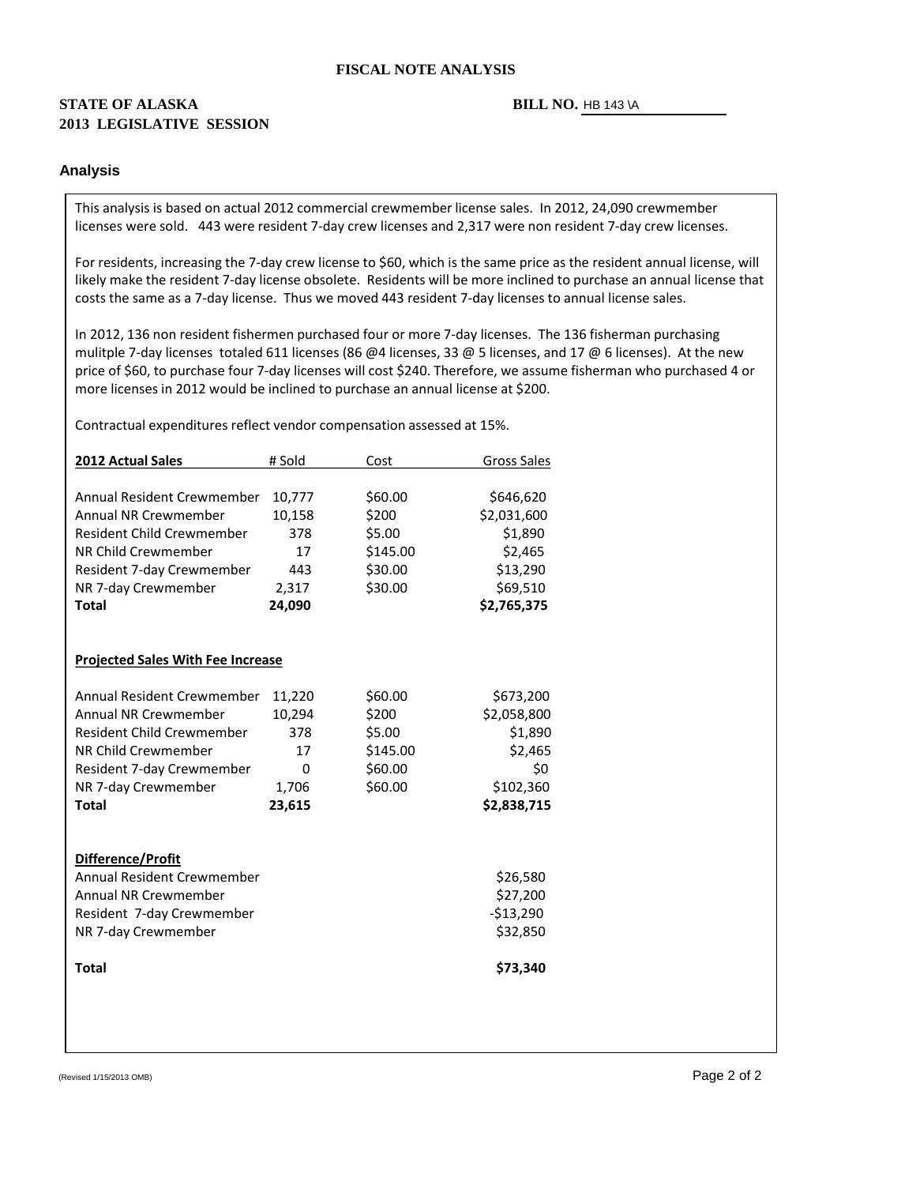**FISCAL NOTE ANALYSIS**

**STATE OF ALASKA** **BILL NO.** HB 143 \A
**2013 LEGISLATIVE SESSION**

## Analysis

This analysis is based on actual 2012 commercial crewmember license sales. In 2012, 24,090 crewmember licenses were sold. 443 were resident 7-day crew licenses and 2,317 were non resident 7-day crew licenses.

For residents, increasing the 7-day crew license to $60, which is the same price as the resident annual license, will likely make the resident 7-day license obsolete. Residents will be more inclined to purchase an annual license that costs the same as a 7-day license. Thus we moved 443 resident 7-day licenses to annual license sales.

In 2012, 136 non resident fishermen purchased four or more 7-day licenses. The 136 fisherman purchasing mulitple 7-day licenses totaled 611 licenses (86 @4 licenses, 33 @ 5 licenses, and 17 @ 6 licenses). At the new price of $60, to purchase four 7-day licenses will cost $240. Therefore, we assume fisherman who purchased 4 or more licenses in 2012 would be inclined to purchase an annual license at $200.

Contractual expenditures reflect vendor compensation assessed at 15%.

| 2012 Actual Sales | # Sold | Cost | Gross Sales |
|---|---|---|---|
| Annual Resident Crewmember | 10,777 | $60.00 | $646,620 |
| Annual NR Crewmember | 10,158 | $200 | $2,031,600 |
| Resident Child Crewmember | 378 | $5.00 | $1,890 |
| NR Child Crewmember | 17 | $145.00 | $2,465 |
| Resident 7-day Crewmember | 443 | $30.00 | $13,290 |
| NR 7-day Crewmember | 2,317 | $30.00 | $69,510 |
| **Total** | **24,090** | | **$2,765,375** |

**Projected Sales With Fee Increase**

| | | | |
|---|---|---|---|
| Annual Resident Crewmember | 11,220 | $60.00 | $673,200 |
| Annual NR Crewmember | 10,294 | $200 | $2,058,800 |
| Resident Child Crewmember | 378 | $5.00 | $1,890 |
| NR Child Crewmember | 17 | $145.00 | $2,465 |
| Resident 7-day Crewmember | 0 | $60.00 | $0 |
| NR 7-day Crewmember | 1,706 | $60.00 | $102,360 |
| **Total** | **23,615** | | **$2,838,715** |

**Difference/Profit**

| | |
|---|---|
| Annual Resident Crewmember | $26,580 |
| Annual NR Crewmember | $27,200 |
| Resident 7-day Crewmember | -$13,290 |
| NR 7-day Crewmember | $32,850 |
| **Total** | **$73,340** |

(Revised 1/15/2013 OMB)